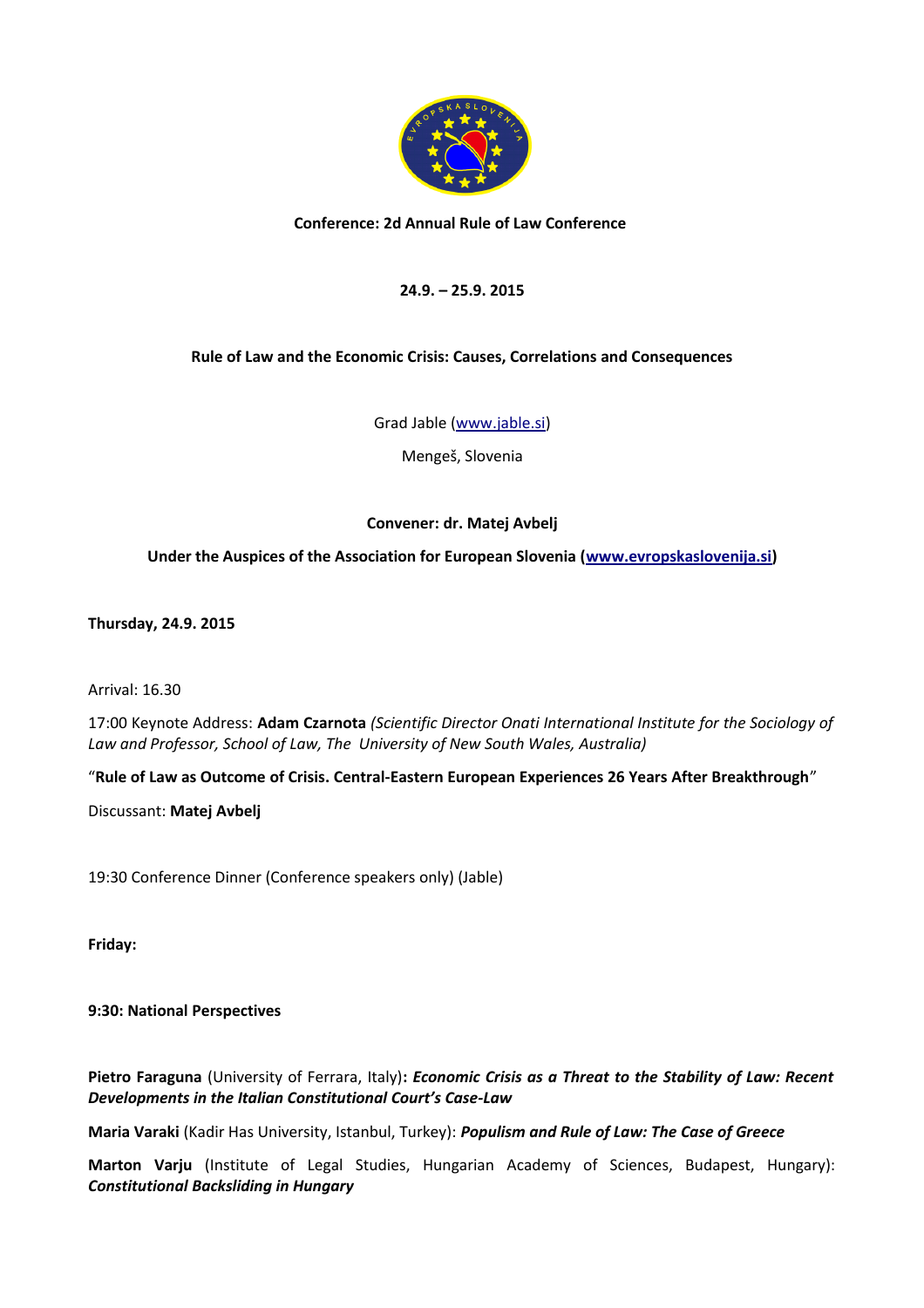**Conference: 2d Annual Rule of Law Conference**

**24.9. – 25.9. 2015**

**Rule of Law and the Economic Crisis: Causes, Correlations and Consequences**

Grad Jable (www.jable.si)

Mengeš, Slovenia

**Convener: dr. Matej Avbelj**

**Under the Auspices of the Association for European Slovenia (www.evropskaslovenija.si)**

**Thursday, 24.9. 2015**

Arrival: 16.30

17:00 Keynote Address: **Adam Czarnota** *(Scientific Director Onati International Institute for the Sociology of Law and Professor, School of Law, The University of New South Wales, Australia)*

"**Rule of Law as Outcome of Crisis. Central-Eastern European Experiences 26 Years After Breakthrough**"

Discussant: **Matej Avbelj**

19:30 Conference Dinner (Conference speakers only) (Jable)

**Friday:**

**9:30: National Perspectives**

**Pietro Faraguna** (University of Ferrara, Italy)**: *Economic Crisis as a Threat to the Stability of Law: Recent Developments in the Italian Constitutional Court's Case-Law***

**Maria Varaki** (Kadir Has University, Istanbul, Turkey): ***Populism and Rule of Law: The Case of Greece***

**Marton Varju** (Institute of Legal Studies, Hungarian Academy of Sciences, Budapest, Hungary): ***Constitutional Backsliding in Hungary***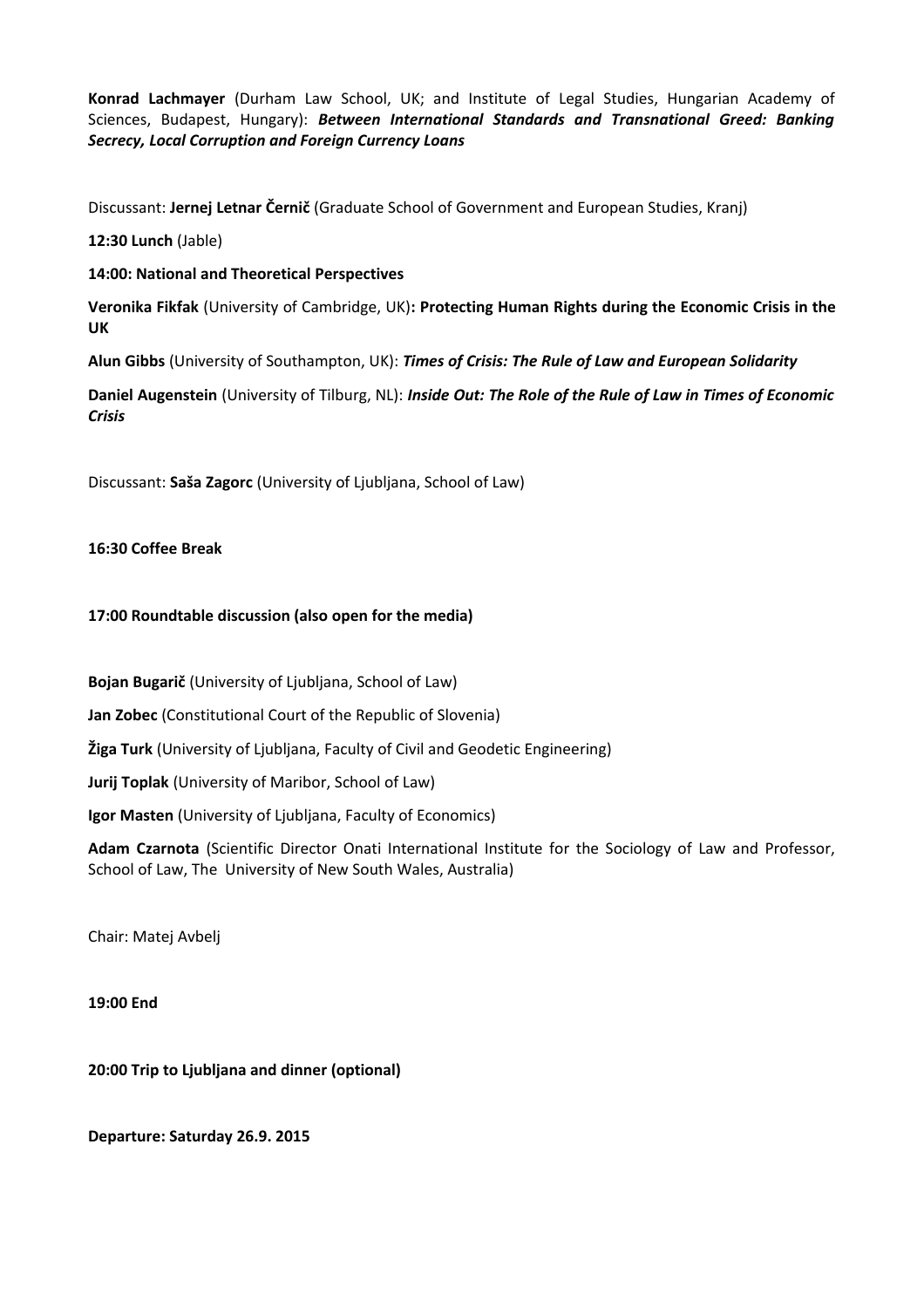**Konrad Lachmayer** (Durham Law School, UK; and Institute of Legal Studies, Hungarian Academy of Sciences, Budapest, Hungary): ***Between International Standards and Transnational Greed: Banking Secrecy, Local Corruption and Foreign Currency Loans***

Discussant: **Jernej Letnar Černič** (Graduate School of Government and European Studies, Kranj)

**12:30 Lunch** (Jable)

**14:00: National and Theoretical Perspectives**

**Veronika Fikfak** (University of Cambridge, UK)**: Protecting Human Rights during the Economic Crisis in the UK**

**Alun Gibbs** (University of Southampton, UK): ***Times of Crisis: The Rule of Law and European Solidarity***

**Daniel Augenstein** (University of Tilburg, NL): ***Inside Out: The Role of the Rule of Law in Times of Economic Crisis***

Discussant: **Saša Zagorc** (University of Ljubljana, School of Law)

**16:30 Coffee Break**

**17:00 Roundtable discussion (also open for the media)**

**Bojan Bugarič** (University of Ljubljana, School of Law)

**Jan Zobec** (Constitutional Court of the Republic of Slovenia)

**Žiga Turk** (University of Ljubljana, Faculty of Civil and Geodetic Engineering)

**Jurij Toplak** (University of Maribor, School of Law)

**Igor Masten** (University of Ljubljana, Faculty of Economics)

**Adam Czarnota** (Scientific Director Onati International Institute for the Sociology of Law and Professor, School of Law, The University of New South Wales, Australia)

Chair: Matej Avbelj

**19:00 End**

**20:00 Trip to Ljubljana and dinner (optional)**

**Departure: Saturday 26.9. 2015**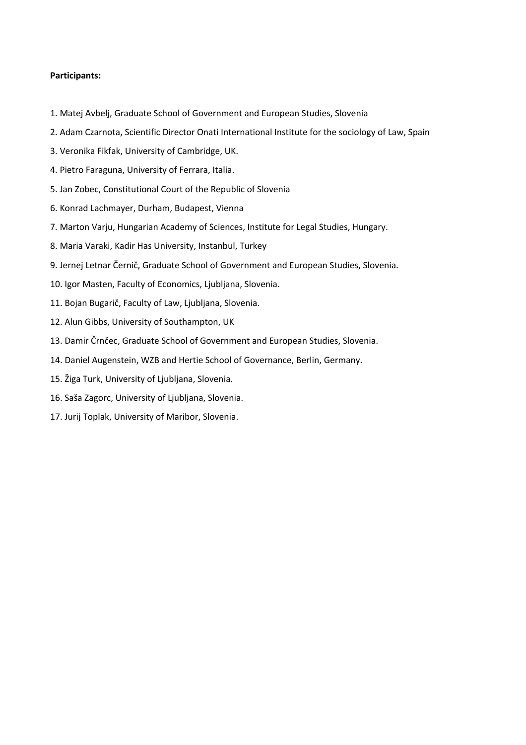**Participants:**

1. Matej Avbelj, Graduate School of Government and European Studies, Slovenia
2. Adam Czarnota, Scientific Director Onati International Institute for the sociology of Law, Spain
3. Veronika Fikfak, University of Cambridge, UK.
4. Pietro Faraguna, University of Ferrara, Italia.
5. Jan Zobec, Constitutional Court of the Republic of Slovenia
6. Konrad Lachmayer, Durham, Budapest, Vienna
7. Marton Varju, Hungarian Academy of Sciences, Institute for Legal Studies, Hungary.
8. Maria Varaki, Kadir Has University, Instanbul, Turkey
9. Jernej Letnar Černič, Graduate School of Government and European Studies, Slovenia.
10. Igor Masten, Faculty of Economics, Ljubljana, Slovenia.
11. Bojan Bugarič, Faculty of Law, Ljubljana, Slovenia.
12. Alun Gibbs, University of Southampton, UK
13. Damir Črnčec, Graduate School of Government and European Studies, Slovenia.
14. Daniel Augenstein, WZB and Hertie School of Governance, Berlin, Germany.
15. Žiga Turk, University of Ljubljana, Slovenia.
16. Saša Zagorc, University of Ljubljana, Slovenia.
17. Jurij Toplak, University of Maribor, Slovenia.